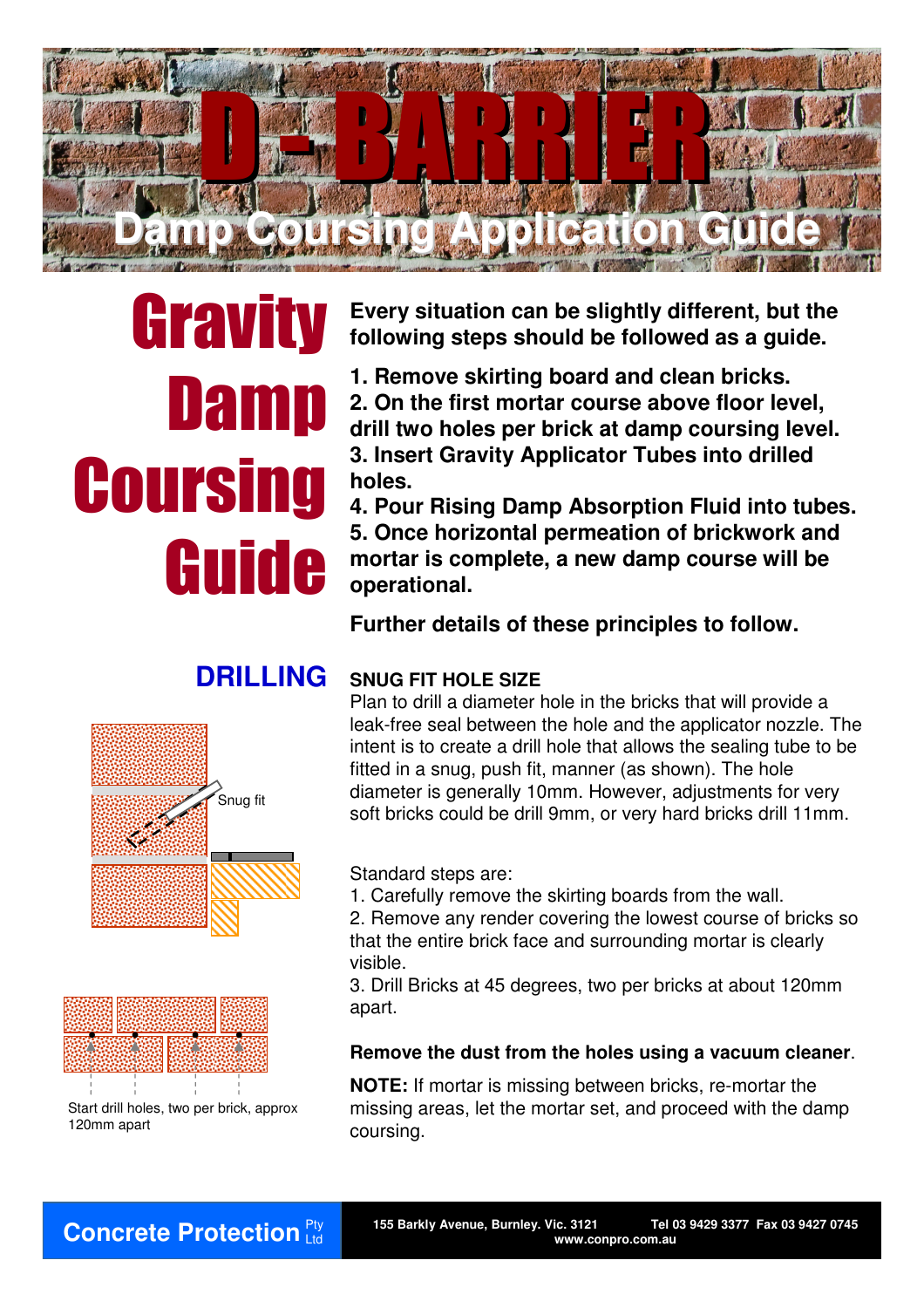# D - BARRIER

## Damp Coursing Application Guide

# Gravity Damp Coursing Guide

**Every situation can be slightly different, but the following steps should be followed as a guide.**

**1. Remove skirting board and clean bricks.**
**2. On the first mortar course above floor level, drill two holes per brick at damp coursing level.**
**3. Insert Gravity Applicator Tubes into drilled holes.**
**4. Pour Rising Damp Absorption Fluid into tubes.**
**5. Once horizontal permeation of brickwork and mortar is complete, a new damp course will be operational.**

**Further details of these principles to follow.**

## DRILLING

Snug fit

Start drill holes, two per brick, approx 120mm apart

**SNUG FIT HOLE SIZE**

Plan to drill a diameter hole in the bricks that will provide a leak-free seal between the hole and the applicator nozzle. The intent is to create a drill hole that allows the sealing tube to be fitted in a snug, push fit, manner (as shown). The hole diameter is generally 10mm. However, adjustments for very soft bricks could be drill 9mm, or very hard bricks drill 11mm.

Standard steps are:

1. Carefully remove the skirting boards from the wall.
2. Remove any render covering the lowest course of bricks so that the entire brick face and surrounding mortar is clearly visible.
3. Drill Bricks at 45 degrees, two per bricks at about 120mm apart.

**Remove the dust from the holes using a vacuum cleaner**.

**NOTE:** If mortar is missing between bricks, re-mortar the missing areas, let the mortar set, and proceed with the damp coursing.

Concrete Protection Pty Ltd
155 Barkly Avenue, Burnley. Vic. 3121 Tel 03 9429 3377 Fax 03 9427 0745
www.conpro.com.au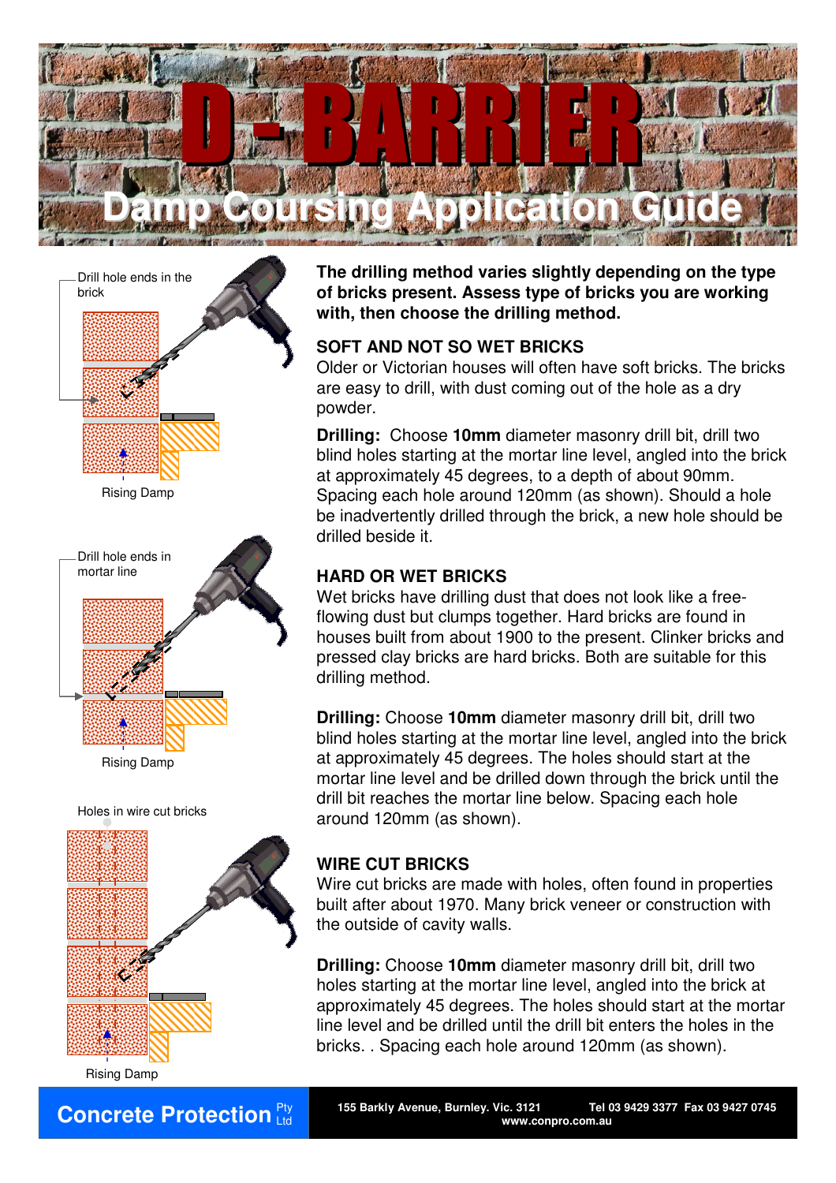# D - BARRIER

## Damp Coursing Application Guide

Drill hole ends in the brick

Rising Damp

Drill hole ends in mortar line

Rising Damp

Holes in wire cut bricks

Rising Damp

**The drilling method varies slightly depending on the type of bricks present. Assess type of bricks you are working with, then choose the drilling method.**

### SOFT AND NOT SO WET BRICKS

Older or Victorian houses will often have soft bricks. The bricks are easy to drill, with dust coming out of the hole as a dry powder.

**Drilling:** Choose **10mm** diameter masonry drill bit, drill two blind holes starting at the mortar line level, angled into the brick at approximately 45 degrees, to a depth of about 90mm. Spacing each hole around 120mm (as shown). Should a hole be inadvertently drilled through the brick, a new hole should be drilled beside it.

### HARD OR WET BRICKS

Wet bricks have drilling dust that does not look like a free-flowing dust but clumps together. Hard bricks are found in houses built from about 1900 to the present. Clinker bricks and pressed clay bricks are hard bricks. Both are suitable for this drilling method.

**Drilling:** Choose **10mm** diameter masonry drill bit, drill two blind holes starting at the mortar line level, angled into the brick at approximately 45 degrees. The holes should start at the mortar line level and be drilled down through the brick until the drill bit reaches the mortar line below. Spacing each hole around 120mm (as shown).

### WIRE CUT BRICKS

Wire cut bricks are made with holes, often found in properties built after about 1970. Many brick veneer or construction with the outside of cavity walls.

**Drilling:** Choose **10mm** diameter masonry drill bit, drill two holes starting at the mortar line level, angled into the brick at approximately 45 degrees. The holes should start at the mortar line level and be drilled until the drill bit enters the holes in the bricks. . Spacing each hole around 120mm (as shown).

**Concrete Protection** Pty Ltd

155 Barkly Avenue, Burnley. Vic. 3121 Tel 03 9429 3377 Fax 03 9427 0745
www.conpro.com.au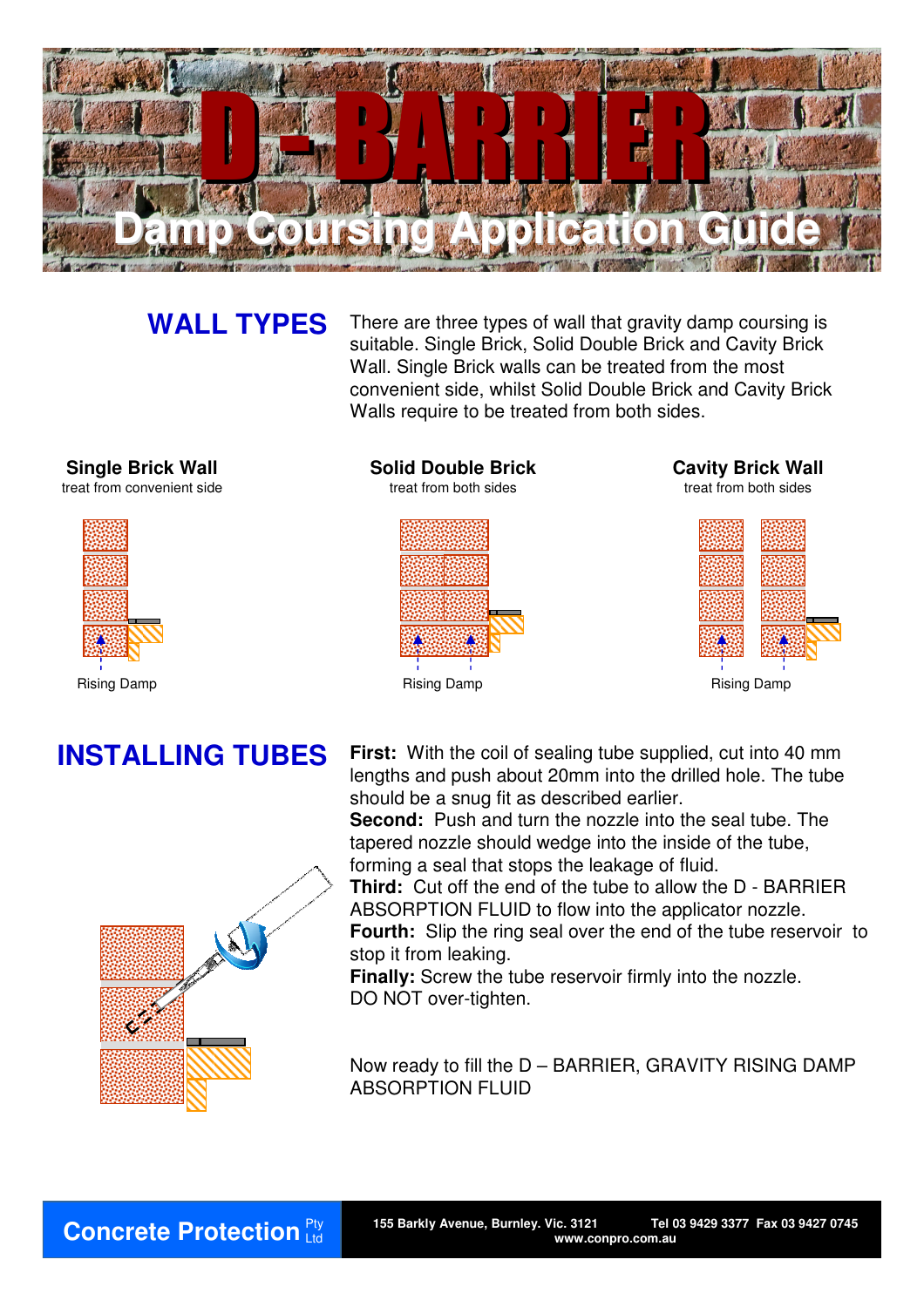# D - BARRIER

## Damp Coursing Application Guide

## WALL TYPES

There are three types of wall that gravity damp coursing is suitable. Single Brick, Solid Double Brick and Cavity Brick Wall. Single Brick walls can be treated from the most convenient side, whilst Solid Double Brick and Cavity Brick Walls require to be treated from both sides.

**Single Brick Wall**
treat from convenient side

Rising Damp

**Solid Double Brick**
treat from both sides

Rising Damp

**Cavity Brick Wall**
treat from both sides

Rising Damp

## INSTALLING TUBES

**First:** With the coil of sealing tube supplied, cut into 40 mm lengths and push about 20mm into the drilled hole. The tube should be a snug fit as described earlier.
**Second:** Push and turn the nozzle into the seal tube. The tapered nozzle should wedge into the inside of the tube, forming a seal that stops the leakage of fluid.
**Third:** Cut off the end of the tube to allow the D - BARRIER ABSORPTION FLUID to flow into the applicator nozzle.
**Fourth:** Slip the ring seal over the end of the tube reservoir to stop it from leaking.
**Finally:** Screw the tube reservoir firmly into the nozzle. DO NOT over-tighten.

Now ready to fill the D – BARRIER, GRAVITY RISING DAMP ABSORPTION FLUID

**Concrete Protection** Pty Ltd
155 Barkly Avenue, Burnley. Vic. 3121 Tel 03 9429 3377 Fax 03 9427 0745
www.conpro.com.au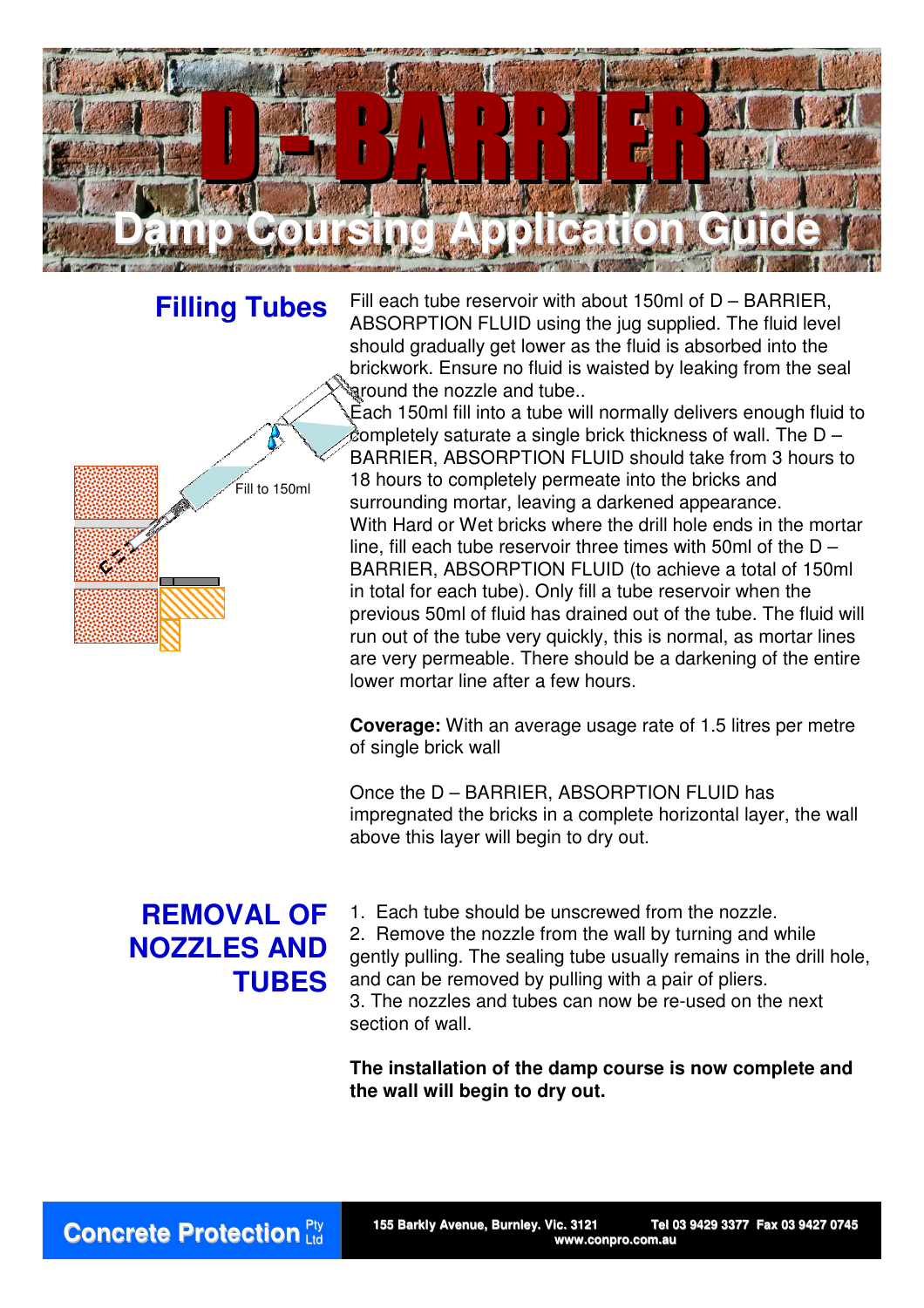# D - BARRIER

## Damp Coursing Application Guide

## Filling Tubes

Fill to 150ml

Fill each tube reservoir with about 150ml of D – BARRIER, ABSORPTION FLUID using the jug supplied. The fluid level should gradually get lower as the fluid is absorbed into the brickwork. Ensure no fluid is waisted by leaking from the seal around the nozzle and tube..

Each 150ml fill into a tube will normally delivers enough fluid to completely saturate a single brick thickness of wall. The D – BARRIER, ABSORPTION FLUID should take from 3 hours to 18 hours to completely permeate into the bricks and surrounding mortar, leaving a darkened appearance.

With Hard or Wet bricks where the drill hole ends in the mortar line, fill each tube reservoir three times with 50ml of the D – BARRIER, ABSORPTION FLUID (to achieve a total of 150ml in total for each tube). Only fill a tube reservoir when the previous 50ml of fluid has drained out of the tube. The fluid will run out of the tube very quickly, this is normal, as mortar lines are very permeable. There should be a darkening of the entire lower mortar line after a few hours.

**Coverage:** With an average usage rate of 1.5 litres per metre of single brick wall

Once the D – BARRIER, ABSORPTION FLUID has impregnated the bricks in a complete horizontal layer, the wall above this layer will begin to dry out.

## REMOVAL OF NOZZLES AND TUBES

1. Each tube should be unscrewed from the nozzle.
2. Remove the nozzle from the wall by turning and while gently pulling. The sealing tube usually remains in the drill hole, and can be removed by pulling with a pair of pliers.
3. The nozzles and tubes can now be re-used on the next section of wall.

**The installation of the damp course is now complete and the wall will begin to dry out.**

Concrete Protection Pty Ltd

155 Barkly Avenue, Burnley. Vic. 3121 Tel 03 9429 3377 Fax 03 9427 0745
www.conpro.com.au